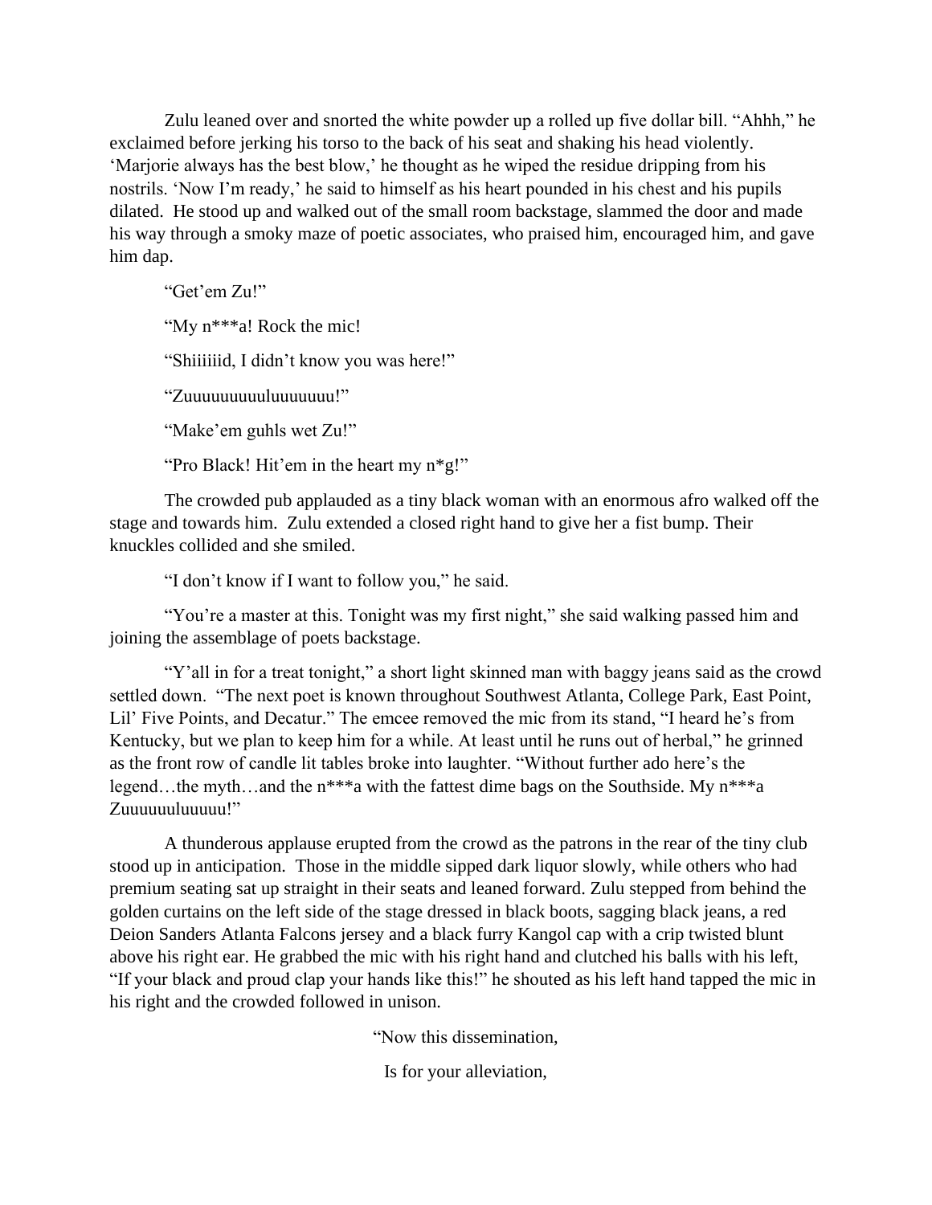Zulu leaned over and snorted the white powder up a rolled up five dollar bill. "Ahhh," he exclaimed before jerking his torso to the back of his seat and shaking his head violently. 'Marjorie always has the best blow,' he thought as he wiped the residue dripping from his nostrils. 'Now I'm ready,' he said to himself as his heart pounded in his chest and his pupils dilated. He stood up and walked out of the small room backstage, slammed the door and made his way through a smoky maze of poetic associates, who praised him, encouraged him, and gave him dap.

"Get'em Zu!"

"My n***a! Rock the mic!

"Shiiiiiid, I didn't know you was here!"

"Zuuuuuuuuuluuuuuuu!"

"Make'em guhls wet Zu!"

"Pro Black! Hit'em in the heart my n*g!"

The crowded pub applauded as a tiny black woman with an enormous afro walked off the stage and towards him. Zulu extended a closed right hand to give her a fist bump. Their knuckles collided and she smiled.

"I don't know if I want to follow you," he said.

"You're a master at this. Tonight was my first night," she said walking passed him and joining the assemblage of poets backstage.

"Y'all in for a treat tonight," a short light skinned man with baggy jeans said as the crowd settled down. "The next poet is known throughout Southwest Atlanta, College Park, East Point, Lil' Five Points, and Decatur." The emcee removed the mic from its stand, "I heard he's from Kentucky, but we plan to keep him for a while. At least until he runs out of herbal," he grinned as the front row of candle lit tables broke into laughter. "Without further ado here's the legend…the myth…and the n***a with the fattest dime bags on the Southside. My n***a Zuuuuuuluuuuu!"

A thunderous applause erupted from the crowd as the patrons in the rear of the tiny club stood up in anticipation. Those in the middle sipped dark liquor slowly, while others who had premium seating sat up straight in their seats and leaned forward. Zulu stepped from behind the golden curtains on the left side of the stage dressed in black boots, sagging black jeans, a red Deion Sanders Atlanta Falcons jersey and a black furry Kangol cap with a crip twisted blunt above his right ear. He grabbed the mic with his right hand and clutched his balls with his left, "If your black and proud clap your hands like this!" he shouted as his left hand tapped the mic in his right and the crowded followed in unison.

"Now this dissemination,

Is for your alleviation,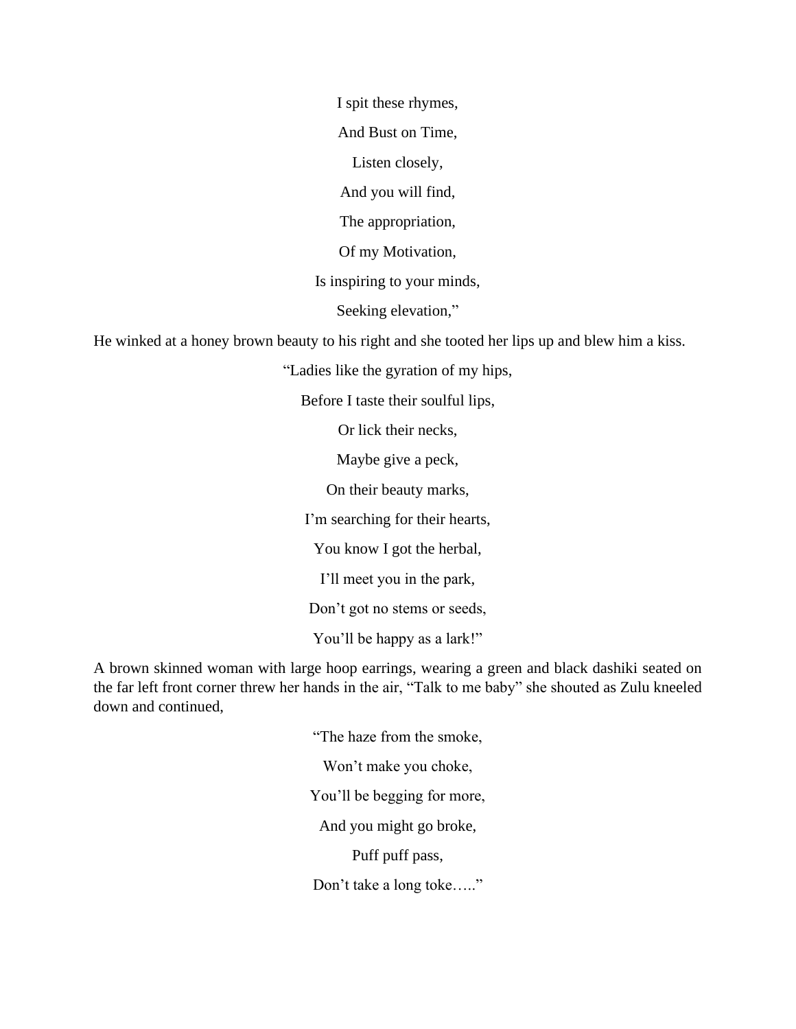I spit these rhymes,

And Bust on Time,

Listen closely,

And you will find,

The appropriation,

Of my Motivation,

Is inspiring to your minds,

Seeking elevation,"

He winked at a honey brown beauty to his right and she tooted her lips up and blew him a kiss.

"Ladies like the gyration of my hips,

Before I taste their soulful lips,

Or lick their necks,

Maybe give a peck,

On their beauty marks,

I'm searching for their hearts,

You know I got the herbal,

I'll meet you in the park,

Don't got no stems or seeds,

You'll be happy as a lark!"

A brown skinned woman with large hoop earrings, wearing a green and black dashiki seated on the far left front corner threw her hands in the air, "Talk to me baby" she shouted as Zulu kneeled down and continued,

"The haze from the smoke,

Won't make you choke,

You'll be begging for more,

And you might go broke,

Puff puff pass,

Don't take a long toke….."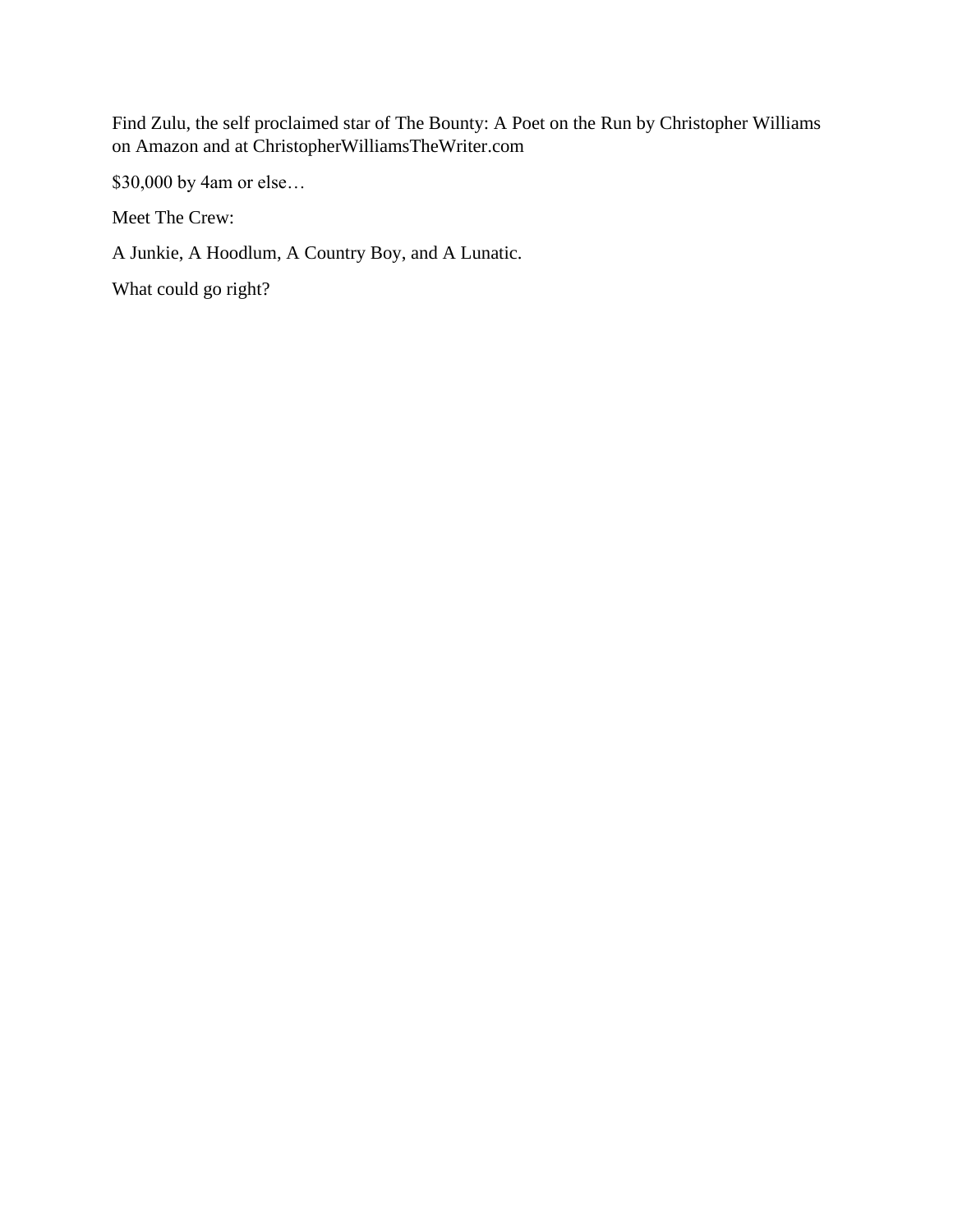Find Zulu, the self proclaimed star of The Bounty: A Poet on the Run by Christopher Williams on Amazon and at ChristopherWilliamsTheWriter.com

$30,000 by 4am or else…

Meet The Crew:

A Junkie, A Hoodlum, A Country Boy, and A Lunatic.

What could go right?